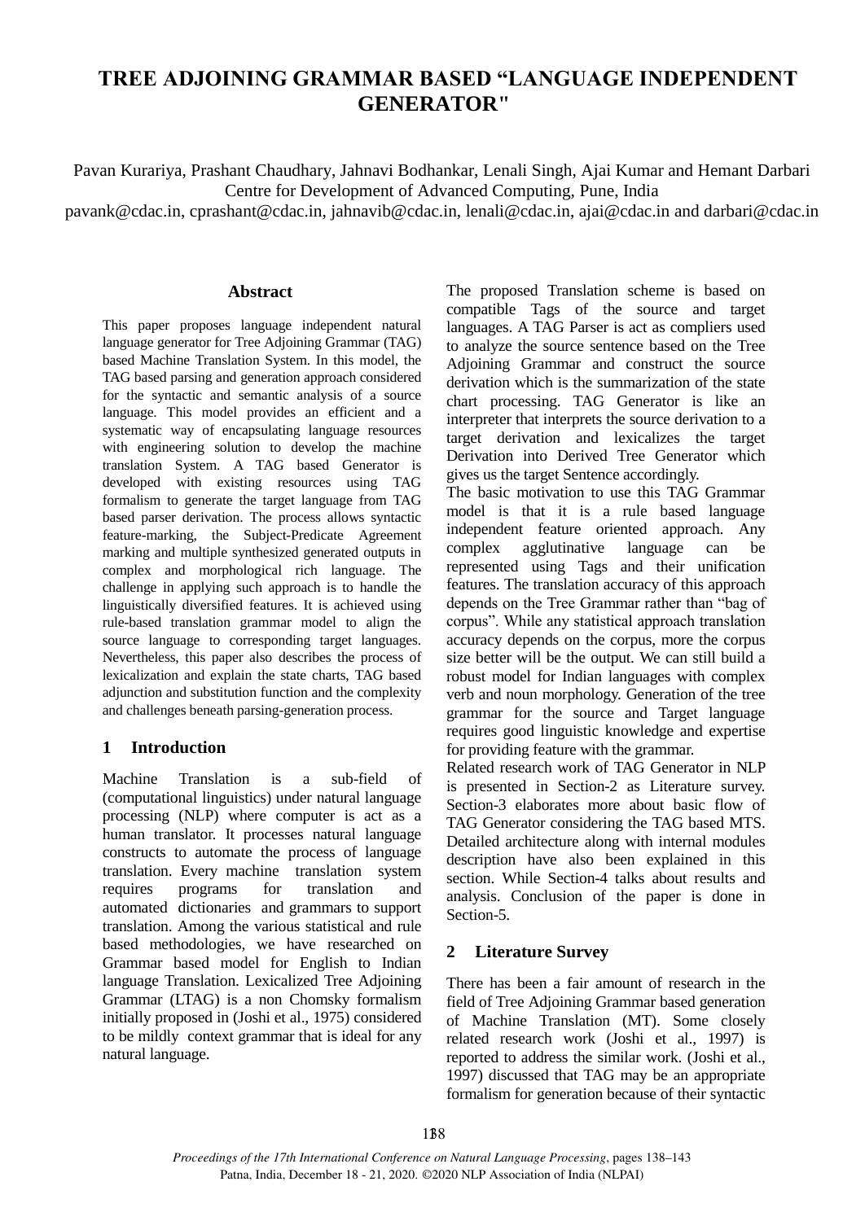# TREE ADJOINING GRAMMAR BASED "LANGUAGE INDEPENDENT GENERATOR"

Pavan Kurariya, Prashant Chaudhary, Jahnavi Bodhankar, Lenali Singh, Ajai Kumar and Hemant Darbari
Centre for Development of Advanced Computing, Pune, India
pavank@cdac.in, cprashant@cdac.in, jahnavib@cdac.in, lenali@cdac.in, ajai@cdac.in and darbari@cdac.in

## Abstract

This paper proposes language independent natural language generator for Tree Adjoining Grammar (TAG) based Machine Translation System. In this model, the TAG based parsing and generation approach considered for the syntactic and semantic analysis of a source language. This model provides an efficient and a systematic way of encapsulating language resources with engineering solution to develop the machine translation System. A TAG based Generator is developed with existing resources using TAG formalism to generate the target language from TAG based parser derivation. The process allows syntactic feature-marking, the Subject-Predicate Agreement marking and multiple synthesized generated outputs in complex and morphological rich language. The challenge in applying such approach is to handle the linguistically diversified features. It is achieved using rule-based translation grammar model to align the source language to corresponding target languages. Nevertheless, this paper also describes the process of lexicalization and explain the state charts, TAG based adjunction and substitution function and the complexity and challenges beneath parsing-generation process.

## 1 Introduction

Machine Translation is a sub-field of (computational linguistics) under natural language processing (NLP) where computer is act as a human translator. It processes natural language constructs to automate the process of language translation. Every machine translation system requires programs for translation and automated dictionaries and grammars to support translation. Among the various statistical and rule based methodologies, we have researched on Grammar based model for English to Indian language Translation. Lexicalized Tree Adjoining Grammar (LTAG) is a non Chomsky formalism initially proposed in (Joshi et al., 1975) considered to be mildly context grammar that is ideal for any natural language.

The proposed Translation scheme is based on compatible Tags of the source and target languages. A TAG Parser is act as compliers used to analyze the source sentence based on the Tree Adjoining Grammar and construct the source derivation which is the summarization of the state chart processing. TAG Generator is like an interpreter that interprets the source derivation to a target derivation and lexicalizes the target Derivation into Derived Tree Generator which gives us the target Sentence accordingly.

The basic motivation to use this TAG Grammar model is that it is a rule based language independent feature oriented approach. Any complex agglutinative language can be represented using Tags and their unification features. The translation accuracy of this approach depends on the Tree Grammar rather than "bag of corpus". While any statistical approach translation accuracy depends on the corpus, more the corpus size better will be the output. We can still build a robust model for Indian languages with complex verb and noun morphology. Generation of the tree grammar for the source and Target language requires good linguistic knowledge and expertise for providing feature with the grammar.

Related research work of TAG Generator in NLP is presented in Section-2 as Literature survey. Section-3 elaborates more about basic flow of TAG Generator considering the TAG based MTS. Detailed architecture along with internal modules description have also been explained in this section. While Section-4 talks about results and analysis. Conclusion of the paper is done in Section-5.

## 2 Literature Survey

There has been a fair amount of research in the field of Tree Adjoining Grammar based generation of Machine Translation (MT). Some closely related research work (Joshi et al., 1997) is reported to address the similar work. (Joshi et al., 1997) discussed that TAG may be an appropriate formalism for generation because of their syntactic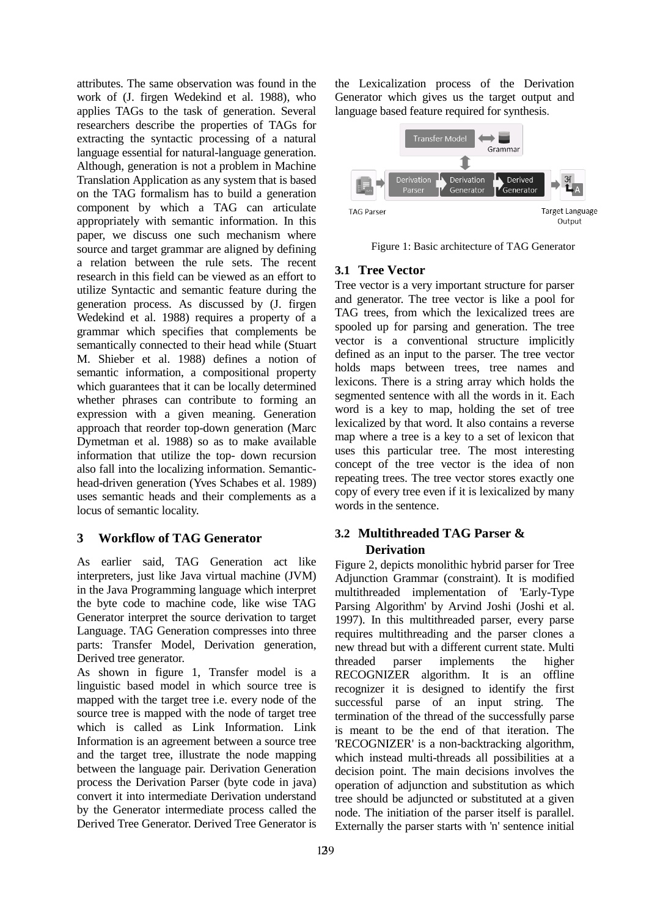attributes. The same observation was found in the work of (J. firgen Wedekind et al. 1988), who applies TAGs to the task of generation. Several researchers describe the properties of TAGs for extracting the syntactic processing of a natural language essential for natural-language generation. Although, generation is not a problem in Machine Translation Application as any system that is based on the TAG formalism has to build a generation component by which a TAG can articulate appropriately with semantic information. In this paper, we discuss one such mechanism where source and target grammar are aligned by defining a relation between the rule sets. The recent research in this field can be viewed as an effort to utilize Syntactic and semantic feature during the generation process. As discussed by (J. firgen Wedekind et al. 1988) requires a property of a grammar which specifies that complements be semantically connected to their head while (Stuart M. Shieber et al. 1988) defines a notion of semantic information, a compositional property which guarantees that it can be locally determined whether phrases can contribute to forming an expression with a given meaning. Generation approach that reorder top-down generation (Marc Dymetman et al. 1988) so as to make available information that utilize the top- down recursion also fall into the localizing information. Semantic-head-driven generation (Yves Schabes et al. 1989) uses semantic heads and their complements as a locus of semantic locality.

## 3 Workflow of TAG Generator

As earlier said, TAG Generation act like interpreters, just like Java virtual machine (JVM) in the Java Programming language which interpret the byte code to machine code, like wise TAG Generator interpret the source derivation to target Language. TAG Generation compresses into three parts: Transfer Model, Derivation generation, Derived tree generator.

As shown in figure 1, Transfer model is a linguistic based model in which source tree is mapped with the target tree i.e. every node of the source tree is mapped with the node of target tree which is called as Link Information. Link Information is an agreement between a source tree and the target tree, illustrate the node mapping between the language pair. Derivation Generation process the Derivation Parser (byte code in java) convert it into intermediate Derivation understand by the Generator intermediate process called the Derived Tree Generator. Derived Tree Generator is the Lexicalization process of the Derivation Generator which gives us the target output and language based feature required for synthesis.

Figure 1: Basic architecture of TAG Generator

### 3.1 Tree Vector

Tree vector is a very important structure for parser and generator. The tree vector is like a pool for TAG trees, from which the lexicalized trees are spooled up for parsing and generation. The tree vector is a conventional structure implicitly defined as an input to the parser. The tree vector holds maps between trees, tree names and lexicons. There is a string array which holds the segmented sentence with all the words in it. Each word is a key to map, holding the set of tree lexicalized by that word. It also contains a reverse map where a tree is a key to a set of lexicon that uses this particular tree. The most interesting concept of the tree vector is the idea of non repeating trees. The tree vector stores exactly one copy of every tree even if it is lexicalized by many words in the sentence.

### 3.2 Multithreaded TAG Parser & Derivation

Figure 2, depicts monolithic hybrid parser for Tree Adjunction Grammar (constraint). It is modified multithreaded implementation of 'Early-Type Parsing Algorithm' by Arvind Joshi (Joshi et al. 1997). In this multithreaded parser, every parse requires multithreading and the parser clones a new thread but with a different current state. Multi threaded parser implements the higher RECOGNIZER algorithm. It is an offline recognizer it is designed to identify the first successful parse of an input string. The termination of the thread of the successfully parse is meant to be the end of that iteration. The 'RECOGNIZER' is a non-backtracking algorithm, which instead multi-threads all possibilities at a decision point. The main decisions involves the operation of adjunction and substitution as which tree should be adjuncted or substituted at a given node. The initiation of the parser itself is parallel. Externally the parser starts with 'n' sentence initial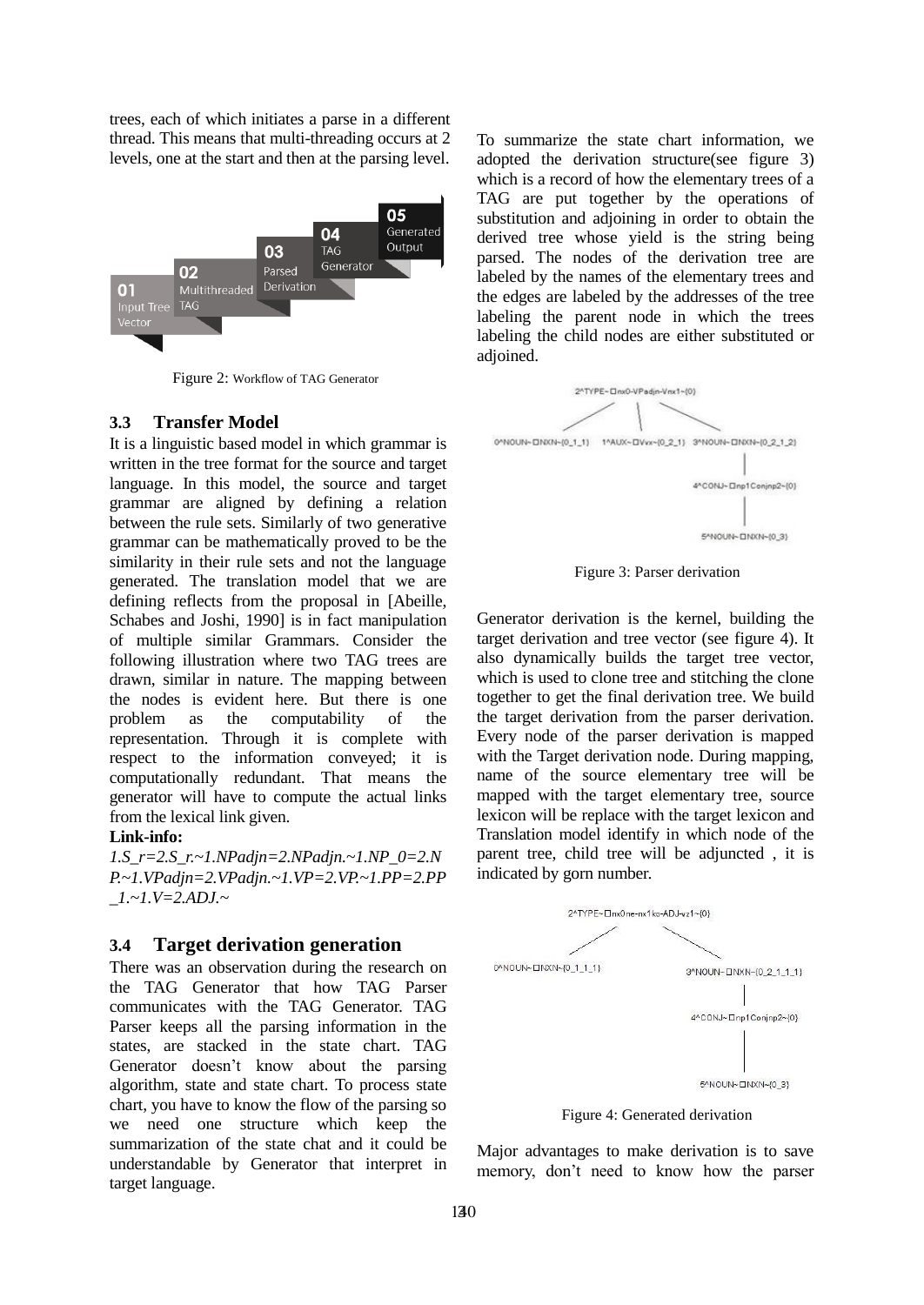trees, each of which initiates a parse in a different thread. This means that multi-threading occurs at 2 levels, one at the start and then at the parsing level.

Figure 2: Workflow of TAG Generator

### 3.3 Transfer Model

It is a linguistic based model in which grammar is written in the tree format for the source and target language. In this model, the source and target grammar are aligned by defining a relation between the rule sets. Similarly of two generative grammar can be mathematically proved to be the similarity in their rule sets and not the language generated. The translation model that we are defining reflects from the proposal in [Abeille, Schabes and Joshi, 1990] is in fact manipulation of multiple similar Grammars. Consider the following illustration where two TAG trees are drawn, similar in nature. The mapping between the nodes is evident here. But there is one problem as the computability of the representation. Through it is complete with respect to the information conveyed; it is computationally redundant. That means the generator will have to compute the actual links from the lexical link given.

**Link-info:**

*1.S_r=2.S_r.~1.NPadjn=2.NPadjn.~1.NP_0=2.NP.~1.VPadjn=2.VPadjn.~1.VP=2.VP.~1.PP=2.PP_1.~1.V=2.ADJ.~*

### 3.4 Target derivation generation

There was an observation during the research on the TAG Generator that how TAG Parser communicates with the TAG Generator. TAG Parser keeps all the parsing information in the states, are stacked in the state chart. TAG Generator doesn't know about the parsing algorithm, state and state chart. To process state chart, you have to know the flow of the parsing so we need one structure which keep the summarization of the state chat and it could be understandable by Generator that interpret in target language.

To summarize the state chart information, we adopted the derivation structure(see figure 3) which is a record of how the elementary trees of a TAG are put together by the operations of substitution and adjoining in order to obtain the derived tree whose yield is the string being parsed. The nodes of the derivation tree are labeled by the names of the elementary trees and the edges are labeled by the addresses of the tree labeling the parent node in which the trees labeling the child nodes are either substituted or adjoined.

Figure 3: Parser derivation

Generator derivation is the kernel, building the target derivation and tree vector (see figure 4). It also dynamically builds the target tree vector, which is used to clone tree and stitching the clone together to get the final derivation tree. We build the target derivation from the parser derivation. Every node of the parser derivation is mapped with the Target derivation node. During mapping, name of the source elementary tree will be mapped with the target elementary tree, source lexicon will be replace with the target lexicon and Translation model identify in which node of the parent tree, child tree will be adjuncted , it is indicated by gorn number.

Figure 4: Generated derivation

Major advantages to make derivation is to save memory, don't need to know how the parser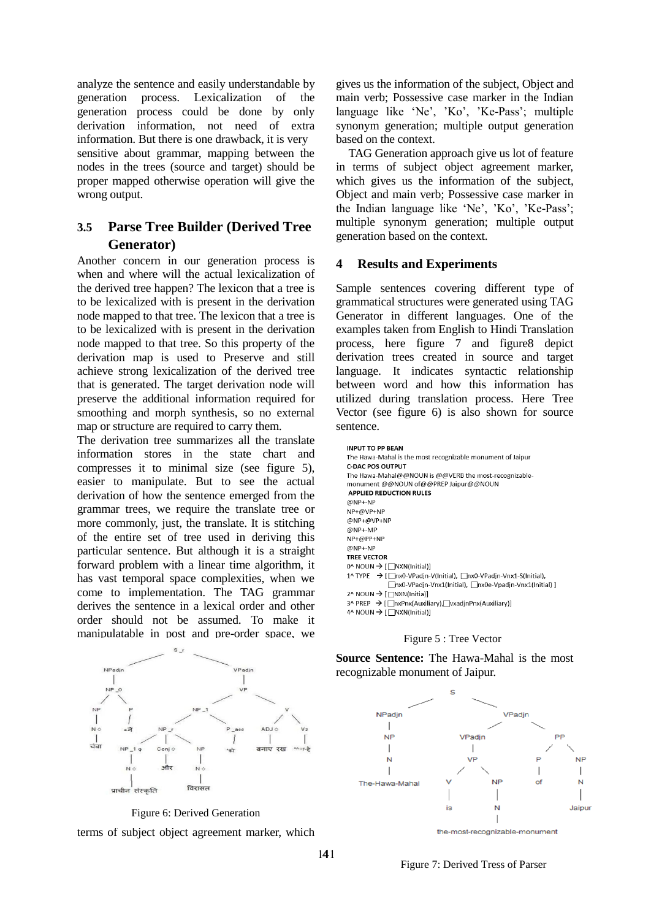analyze the sentence and easily understandable by generation process. Lexicalization of the generation process could be done by only derivation information, not need of extra information. But there is one drawback, it is very sensitive about grammar, mapping between the nodes in the trees (source and target) should be proper mapped otherwise operation will give the wrong output.

### 3.5 Parse Tree Builder (Derived Tree Generator)

Another concern in our generation process is when and where will the actual lexicalization of the derived tree happen? The lexicon that a tree is to be lexicalized with is present in the derivation node mapped to that tree. The lexicon that a tree is to be lexicalized with is present in the derivation node mapped to that tree. So this property of the derivation map is used to Preserve and still achieve strong lexicalization of the derived tree that is generated. The target derivation node will preserve the additional information required for smoothing and morph synthesis, so no external map or structure are required to carry them.

The derivation tree summarizes all the translate information stores in the state chart and compresses it to minimal size (see figure 5), easier to manipulate. But to see the actual derivation of how the sentence emerged from the grammar trees, we require the translate tree or more commonly, just, the translate. It is stitching of the entire set of tree used in deriving this particular sentence. But although it is a straight forward problem with a linear time algorithm, it has vast temporal space complexities, when we come to implementation. The TAG grammar derives the sentence in a lexical order and other order should not be assumed. To make it manipulatable in post and pre-order space, we

Figure 6: Derived Generation

terms of subject object agreement marker, which gives us the information of the subject, Object and main verb; Possessive case marker in the Indian language like 'Ne', 'Ko', 'Ke-Pass'; multiple synonym generation; multiple output generation based on the context.

TAG Generation approach give us lot of feature in terms of subject object agreement marker, which gives us the information of the subject, Object and main verb; Possessive case marker in the Indian language like 'Ne', 'Ko', 'Ke-Pass'; multiple synonym generation; multiple output generation based on the context.

## 4 Results and Experiments

Sample sentences covering different type of grammatical structures were generated using TAG Generator in different languages. One of the examples taken from English to Hindi Translation process, here figure 7 and figure8 depict derivation trees created in source and target language. It indicates syntactic relationship between word and how this information has utilized during translation process. Here Tree Vector (see figure 6) is also shown for source sentence.

**INPUT TO PP BEAN**
The Hawa-Mahal is the most recognizable monument of Jaipur
**C-DAC POS OUTPUT**
The Hawa-Mahal@@NOUN is @@VERB the most-recognizable-monument @@NOUN of@@PREP Jaipur@@NOUN
**APPLIED REDUCTION RULES**
@NP+-NP
NP+@VP+NP
@NP+@VP+NP
@NP+-MP
NP+@PP+NP
@NP+-NP
**TREE VECTOR**
0^ NOUN → [ NXN(Initial)]
1^ TYPE → [ nx0-VPadjn-V(Initial), nx0-VPadjn-Vnx1-S(Initial), nx0-VPadjn-Vnx1(Initial), nx0e-Vpadjn-Vnx1(Initial) ]
2^ NOUN → [ NXN(Initial)]
3^ PREP → [ nxPnx(Auxiliary), vxadjnPnx(Auxiliary)]
4^ NOUN → [ NXN(Initial)]

Figure 5 : Tree Vector

**Source Sentence:** The Hawa-Mahal is the most recognizable monument of Jaipur.

Figure 7: Derived Tress of Parser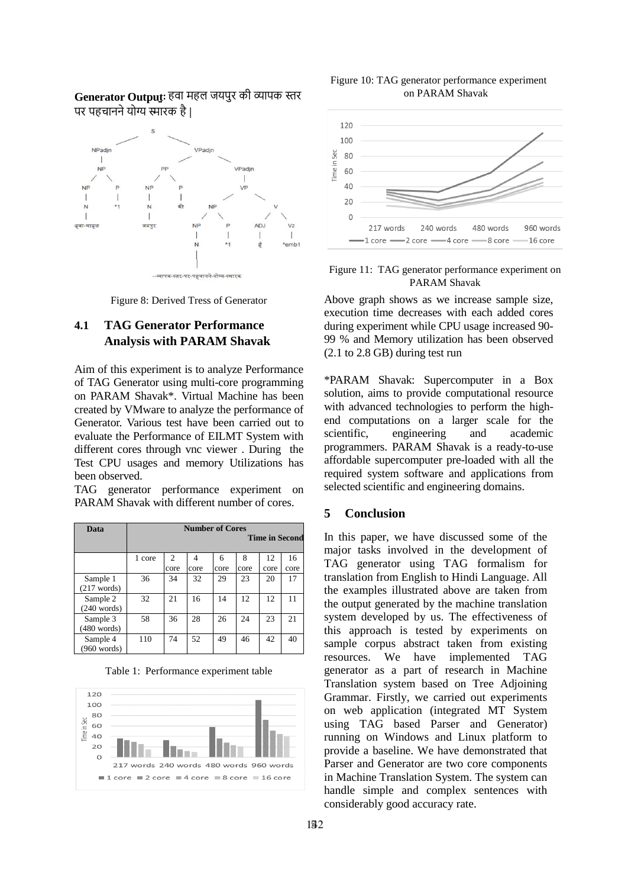**Generator Output**: हवा महल जयपुर की व्यापक स्तर पर पहचानने योग्य स्मारक है |

Figure 8: Derived Tress of Generator

## 4.1 TAG Generator Performance Analysis with PARAM Shavak

Aim of this experiment is to analyze Performance of TAG Generator using multi-core programming on PARAM Shavak*. Virtual Machine has been created by VMware to analyze the performance of Generator. Various test have been carried out to evaluate the Performance of EILMT System with different cores through vnc viewer . During the Test CPU usages and memory Utilizations has been observed.

TAG generator performance experiment on PARAM Shavak with different number of cores.

| Data | Number of Cores Time in Second | | | | | | |
|---|---|---|---|---|---|---|---|
| | 1 core | 2 core | 4 core | 6 core | 8 core | 12 core | 16 core |
| Sample 1 (217 words) | 36 | 34 | 32 | 29 | 23 | 20 | 17 |
| Sample 2 (240 words) | 32 | 21 | 16 | 14 | 12 | 12 | 11 |
| Sample 3 (480 words) | 58 | 36 | 28 | 26 | 24 | 23 | 21 |
| Sample 4 (960 words) | 110 | 74 | 52 | 49 | 46 | 42 | 40 |

Table 1: Performance experiment table

Figure 10: TAG generator performance experiment on PARAM Shavak

Figure 11: TAG generator performance experiment on PARAM Shavak

Above graph shows as we increase sample size, execution time decreases with each added cores during experiment while CPU usage increased 90-99 % and Memory utilization has been observed (2.1 to 2.8 GB) during test run

*PARAM Shavak: Supercomputer in a Box solution, aims to provide computational resource with advanced technologies to perform the high-end computations on a larger scale for the scientific, engineering and academic programmers. PARAM Shavak is a ready-to-use affordable supercomputer pre-loaded with all the required system software and applications from selected scientific and engineering domains.

## 5 Conclusion

In this paper, we have discussed some of the major tasks involved in the development of TAG generator using TAG formalism for translation from English to Hindi Language. All the examples illustrated above are taken from the output generated by the machine translation system developed by us. The effectiveness of this approach is tested by experiments on sample corpus abstract taken from existing resources. We have implemented TAG generator as a part of research in Machine Translation system based on Tree Adjoining Grammar. Firstly, we carried out experiments on web application (integrated MT System using TAG based Parser and Generator) running on Windows and Linux platform to provide a baseline. We have demonstrated that Parser and Generator are two core components in Machine Translation System. The system can handle simple and complex sentences with considerably good accuracy rate.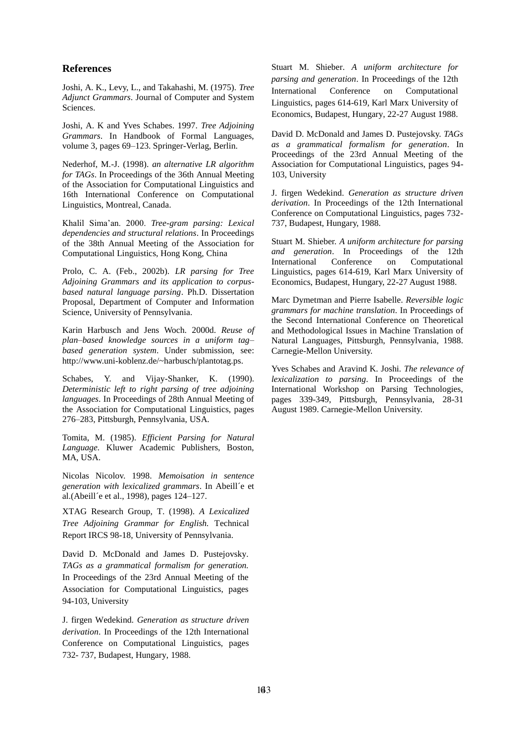## References

Joshi, A. K., Levy, L., and Takahashi, M. (1975). *Tree Adjunct Grammars*. Journal of Computer and System Sciences.

Joshi, A. K and Yves Schabes. 1997. *Tree Adjoining Grammars*. In Handbook of Formal Languages, volume 3, pages 69–123. Springer-Verlag, Berlin.

Nederhof, M.-J. (1998). *an alternative LR algorithm for TAGs*. In Proceedings of the 36th Annual Meeting of the Association for Computational Linguistics and 16th International Conference on Computational Linguistics, Montreal, Canada.

Khalil Sima'an. 2000. *Tree-gram parsing: Lexical dependencies and structural relations*. In Proceedings of the 38th Annual Meeting of the Association for Computational Linguistics, Hong Kong, China

Prolo, C. A. (Feb., 2002b). *LR parsing for Tree Adjoining Grammars and its application to corpus-based natural language parsing*. Ph.D. Dissertation Proposal, Department of Computer and Information Science, University of Pennsylvania.

Karin Harbusch and Jens Woch. 2000d. *Reuse of plan–based knowledge sources in a uniform tag–based generation system*. Under submission, see: http://www.uni-koblenz.de/~harbusch/plantotag.ps.

Schabes, Y. and Vijay-Shanker, K. (1990). *Deterministic left to right parsing of tree adjoining languages*. In Proceedings of 28th Annual Meeting of the Association for Computational Linguistics, pages 276–283, Pittsburgh, Pennsylvania, USA.

Tomita, M. (1985). *Efficient Parsing for Natural Language*. Kluwer Academic Publishers, Boston, MA, USA.

Nicolas Nicolov. 1998. *Memoisation in sentence generation with lexicalized grammars*. In Abeill´e et al.(Abeill´e et al., 1998), pages 124–127.

XTAG Research Group, T. (1998). *A Lexicalized Tree Adjoining Grammar for English.* Technical Report IRCS 98-18, University of Pennsylvania.

David D. McDonald and James D. Pustejovsky. *TAGs as a grammatical formalism for generation.* In Proceedings of the 23rd Annual Meeting of the Association for Computational Linguistics, pages 94-103, University

J. firgen Wedekind. *Generation as structure driven derivation*. In Proceedings of the 12th International Conference on Computational Linguistics, pages 732- 737, Budapest, Hungary, 1988.

Stuart M. Shieber. *A uniform architecture for parsing and generation*. In Proceedings of the 12th International Conference on Computational Linguistics, pages 614-619, Karl Marx University of Economics, Budapest, Hungary, 22-27 August 1988.

David D. McDonald and James D. Pustejovsky. *TAGs as a grammatical formalism for generation*. In Proceedings of the 23rd Annual Meeting of the Association for Computational Linguistics, pages 94-103, University

J. firgen Wedekind. *Generation as structure driven derivation*. In Proceedings of the 12th International Conference on Computational Linguistics, pages 732-737, Budapest, Hungary, 1988.

Stuart M. Shieber. *A uniform architecture for parsing and generation*. In Proceedings of the 12th International Conference on Computational Linguistics, pages 614-619, Karl Marx University of Economics, Budapest, Hungary, 22-27 August 1988.

Marc Dymetman and Pierre Isabelle. *Reversible logic grammars for machine translation*. In Proceedings of the Second International Conference on Theoretical and Methodological Issues in Machine Translation of Natural Languages, Pittsburgh, Pennsylvania, 1988. Carnegie-Mellon University.

Yves Schabes and Aravind K. Joshi. *The relevance of lexicalization to parsing*. In Proceedings of the International Workshop on Parsing Technologies, pages 339-349, Pittsburgh, Pennsylvania, 28-31 August 1989. Carnegie-Mellon University.